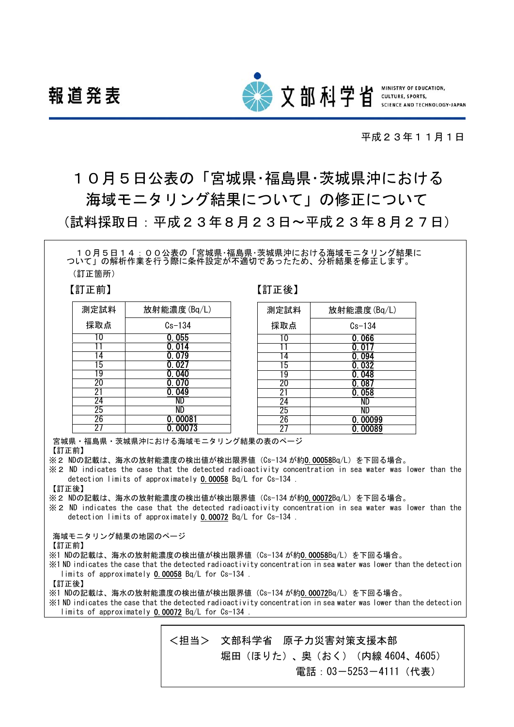報道発表

文部科学省 MINISTRY OF EDUCATION, CULTURE, SPORTS, SCIENCE AND TECHNOLOGY-JAPAN

平成２３年１１月１日

# １０月５日公表の「宮城県･福島県･茨城県沖における海域モニタリング結果について」の修正について

（試料採取日：平成２３年８月２３日～平成２３年８月２７日）

１０月５日１４：００公表の「宮城県･福島県･茨城県沖における海域モニタリング結果について」の解析作業を行う際に条件設定が不適切であったため、分析結果を修正します。

（訂正箇所）

【訂正前】

| 測定試料 | 放射能濃度(Bq/L) |
|---|---|
| 採取点 | Cs-134 |
| 10 | 0.055 |
| 11 | 0.014 |
| 14 | 0.079 |
| 15 | 0.027 |
| 19 | 0.040 |
| 20 | 0.070 |
| 21 | 0.049 |
| 24 | ND |
| 25 | ND |
| 26 | 0.00081 |
| 27 | 0.00073 |

【訂正後】

| 測定試料 | 放射能濃度(Bq/L) |
|---|---|
| 採取点 | Cs-134 |
| 10 | 0.066 |
| 11 | 0.017 |
| 14 | 0.094 |
| 15 | 0.032 |
| 19 | 0.048 |
| 20 | 0.087 |
| 21 | 0.058 |
| 24 | ND |
| 25 | ND |
| 26 | 0.00099 |
| 27 | 0.00089 |

宮城県・福島県・茨城県沖における海域モニタリング結果の表のページ

【訂正前】

※２ NDの記載は、海水の放射能濃度の検出値が検出限界値（Cs-134 が約**0.00058**Bq/L）を下回る場合。

※２ ND indicates the case that the detected radioactivity concentration in sea water was lower than the detection limits of approximately **0.00058** Bq/L for Cs-134 .

【訂正後】

※２ NDの記載は、海水の放射能濃度の検出値が検出限界値（Cs-134 が約**0.00072**Bq/L）を下回る場合。

※２ ND indicates the case that the detected radioactivity concentration in sea water was lower than the detection limits of approximately **0.00072** Bq/L for Cs-134 .

海域モニタリング結果の地図のページ

【訂正前】

※1 NDの記載は、海水の放射能濃度の検出値が検出限界値（Cs-134 が約**0.00058**Bq/L）を下回る場合。

※1 ND indicates the case that the detected radioactivity concentration in sea water was lower than the detection limits of approximately **0.00058** Bq/L for Cs-134 .

【訂正後】

※1 NDの記載は、海水の放射能濃度の検出値が検出限界値（Cs-134 が約**0.00072**Bq/L）を下回る場合。

※1 ND indicates the case that the detected radioactivity concentration in sea water was lower than the detection limits of approximately **0.00072** Bq/L for Cs-134 .

＜担当＞　文部科学省　原子力災害対策支援本部
堀田（ほりた）、奥（おく）（内線 4604、4605）
電話：03－5253－4111（代表）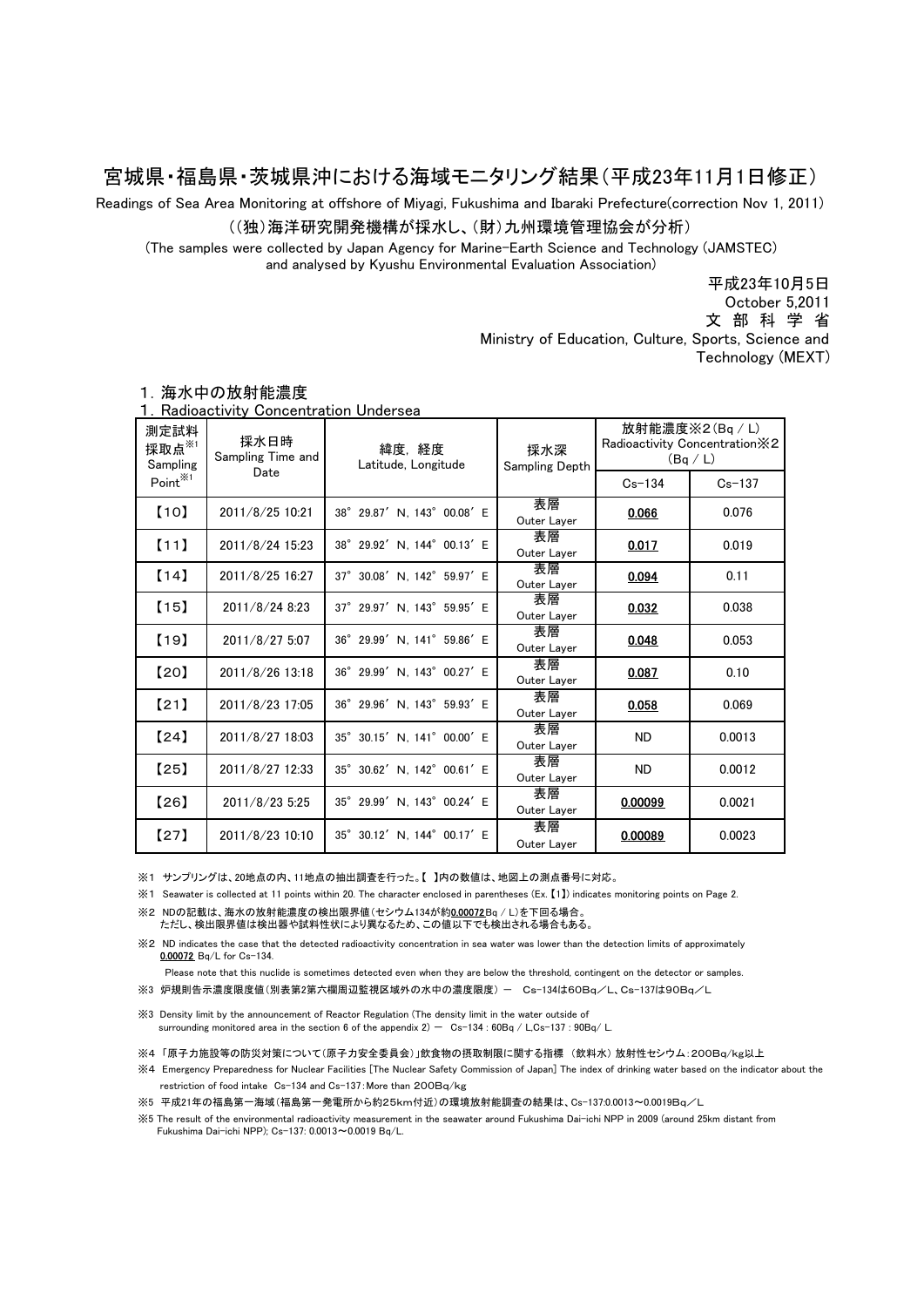# 宮城県・福島県・茨城県沖における海域モニタリング結果（平成23年11月1日修正）

Readings of Sea Area Monitoring at offshore of Miyagi, Fukushima and Ibaraki Prefecture(correction Nov 1, 2011)

（（独）海洋研究開発機構が採水し、（財）九州環境管理協会が分析）

(The samples were collected by Japan Agency for Marine-Earth Science and Technology (JAMSTEC) and analysed by Kyushu Environmental Evaluation Association)

平成23年10月5日
October 5,2011
文 部 科 学 省
Ministry of Education, Culture, Sports, Science and Technology (MEXT)

## 1. 海水中の放射能濃度
## 1. Radioactivity Concentration Undersea

| 測定試料採取点※1 Sampling Point※1 | 採水日時 Sampling Time and Date | 緯度，経度 Latitude, Longitude | 採水深 Sampling Depth | 放射能濃度※2 (Bq / L) Radioactivity Concentration※2 (Bq / L) | |
|---|---|---|---|---|---|
| | | | | Cs-134 | Cs-137 |
| 【10】 | 2011/8/25 10:21 | 38° 29.87′ N, 143° 00.08′ E | 表層 Outer Layer | **0.066** | 0.076 |
| 【11】 | 2011/8/24 15:23 | 38° 29.92′ N, 144° 00.13′ E | 表層 Outer Layer | **0.017** | 0.019 |
| 【14】 | 2011/8/25 16:27 | 37° 30.08′ N, 142° 59.97′ E | 表層 Outer Layer | **0.094** | 0.11 |
| 【15】 | 2011/8/24 8:23 | 37° 29.97′ N, 143° 59.95′ E | 表層 Outer Layer | **0.032** | 0.038 |
| 【19】 | 2011/8/27 5:07 | 36° 29.99′ N, 141° 59.86′ E | 表層 Outer Layer | **0.048** | 0.053 |
| 【20】 | 2011/8/26 13:18 | 36° 29.99′ N, 143° 00.27′ E | 表層 Outer Layer | **0.087** | 0.10 |
| 【21】 | 2011/8/23 17:05 | 36° 29.96′ N, 143° 59.93′ E | 表層 Outer Layer | **0.058** | 0.069 |
| 【24】 | 2011/8/27 18:03 | 35° 30.15′ N, 141° 00.00′ E | 表層 Outer Layer | ND | 0.0013 |
| 【25】 | 2011/8/27 12:33 | 35° 30.62′ N, 142° 00.61′ E | 表層 Outer Layer | ND | 0.0012 |
| 【26】 | 2011/8/23 5:25 | 35° 29.99′ N, 143° 00.24′ E | 表層 Outer Layer | **0.00099** | 0.0021 |
| 【27】 | 2011/8/23 10:10 | 35° 30.12′ N, 144° 00.17′ E | 表層 Outer Layer | **0.00089** | 0.0023 |

※1 サンプリングは、20地点の内、11地点の抽出調査を行った。【 】内の数値は、地図上の測点番号に対応。

※1 Seawater is collected at 11 points within 20. The character enclosed in parentheses (Ex.【1】) indicates monitoring points on Page 2.

※2 NDの記載は、海水の放射能濃度の検出限界値（セシウム134が約**0.00072**Bq / L）を下回る場合。
ただし、検出限界値は検出器や試料性状により異なるため、この値以下でも検出される場合もある。

※2 ND indicates the case that the detected radioactivity concentration in sea water was lower than the detection limits of approximately **0.00072** Bq/L for Cs-134.
Please note that this nuclide is sometimes detected even when they are below the threshold, contingent on the detector or samples.

※3 炉規則告示濃度限度値（別表第2第六欄周辺監視区域外の水中の濃度限度）－ Cs-134は60Bq／L、Cs-137は90Bq／L

※3 Density limit by the announcement of Reactor Regulation (The density limit in the water outside of surrounding monitored area in the section 6 of the appendix 2) － Cs-134 : 60Bq / L,Cs-137 : 90Bq/ L.

※4 「原子力施設等の防災対策について（原子力安全委員会）」飲食物の摂取制限に関する指標 （飲料水）放射性セシウム：200Bq/kg以上

※4 Emergency Preparedness for Nuclear Facilities [The Nuclear Safety Commission of Japan] The index of drinking water based on the indicator about the restriction of food intake Cs-134 and Cs-137:More than 200Bq/kg

※5 平成21年の福島第一海域（福島第一発電所から約25km付近）の環境放射能調査の結果は、Cs-137:0.0013～0.0019Bq／L

※5 The result of the environmental radioactivity measurement in the seawater around Fukushima Dai-ichi NPP in 2009 (around 25km distant from Fukushima Dai-ichi NPP); Cs-137: 0.0013～0.0019 Bq/L.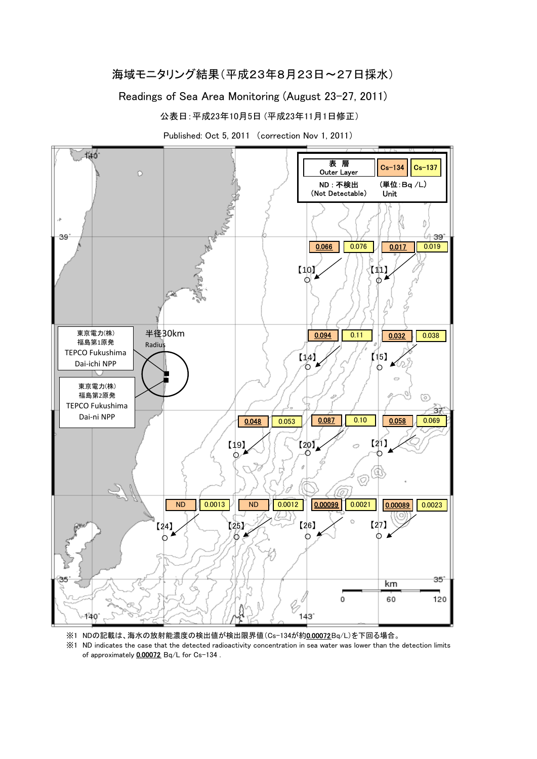# 海域モニタリング結果（平成23年8月23日～27日採水）

## Readings of Sea Area Monitoring (August 23-27, 2011)

公表日：平成23年10月5日（平成23年11月1日修正）

Published: Oct 5, 2011 (correction Nov 1, 2011)

表 層
Outer Layer

Cs-134

Cs-137

ND：不検出
(Not Detectable)

（単位：Bq /L）
Unit

【10】 0.066 0.076

【11】 0.017 0.019

【14】 0.094 0.11

【15】 0.032 0.038

【19】 0.048 0.053

【20】 0.087 0.10

【21】 0.058 0.069

【24】 ND 0.0013

【25】 ND 0.0012

【26】 0.00099 0.0021

【27】 0.00089 0.0023

東京電力(株)
福島第1原発
TEPCO Fukushima
Dai-ichi NPP

東京電力(株)
福島第2原発
TEPCO Fukushima
Dai-ni NPP

半径30km
Radius

39°

37°

35°

140°

143°

km

0 60 120

※1 NDの記載は、海水の放射能濃度の検出値が検出限界値（Cs-134が約**0.00072**Bq/L）を下回る場合。

※1 ND indicates the case that the detected radioactivity concentration in sea water was lower than the detection limits of approximately **0.00072** Bq/L for Cs-134 .